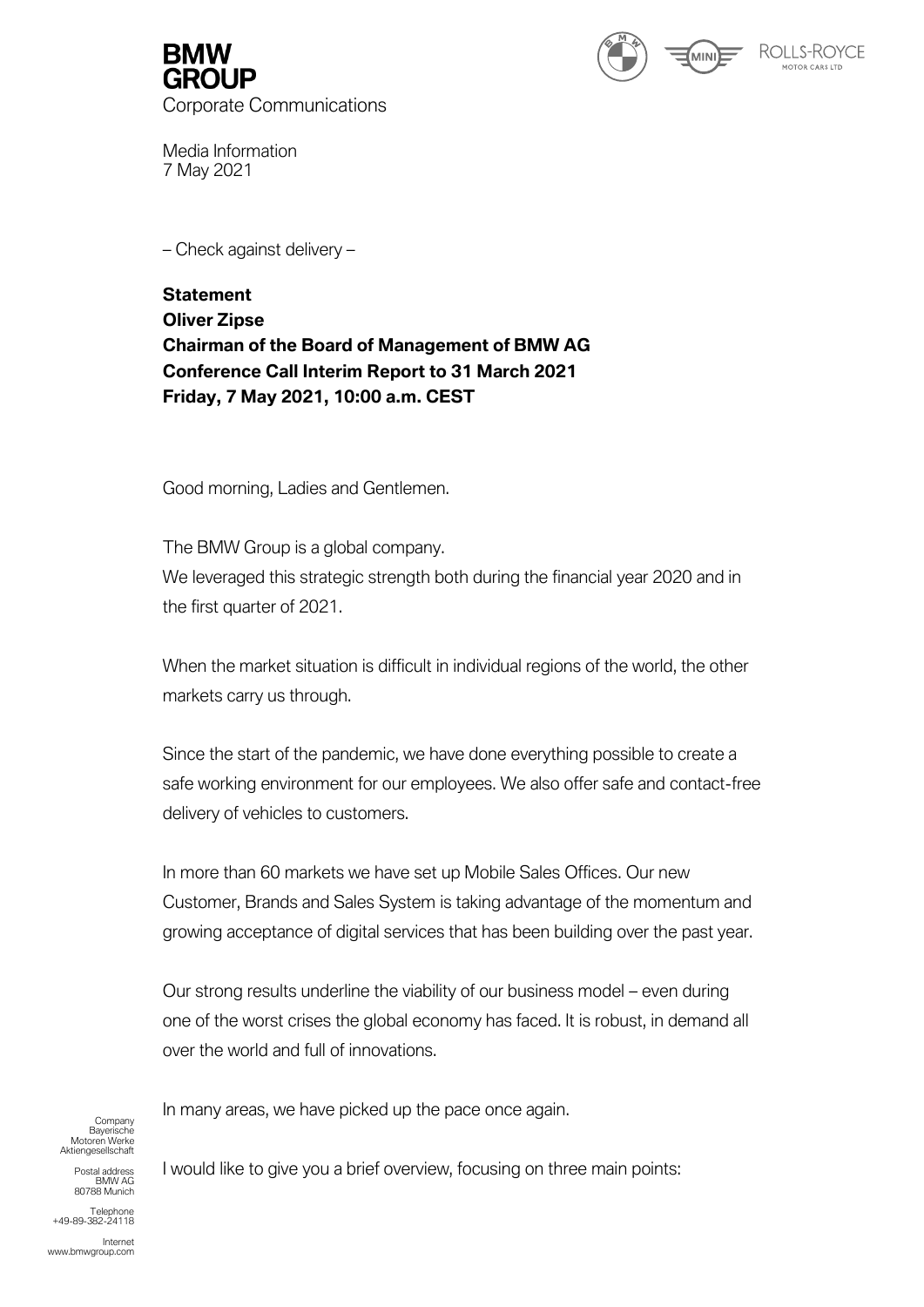**BMW GROUP**
Corporate Communications

Media Information
7 May 2021

– Check against delivery –

**Statement**
**Oliver Zipse**
**Chairman of the Board of Management of BMW AG**
**Conference Call Interim Report to 31 March 2021**
**Friday, 7 May 2021, 10:00 a.m. CEST**

Good morning, Ladies and Gentlemen.

The BMW Group is a global company.
We leveraged this strategic strength both during the financial year 2020 and in the first quarter of 2021.

When the market situation is difficult in individual regions of the world, the other markets carry us through.

Since the start of the pandemic, we have done everything possible to create a safe working environment for our employees. We also offer safe and contact-free delivery of vehicles to customers.

In more than 60 markets we have set up Mobile Sales Offices. Our new Customer, Brands and Sales System is taking advantage of the momentum and growing acceptance of digital services that has been building over the past year.

Our strong results underline the viability of our business model – even during one of the worst crises the global economy has faced. It is robust, in demand all over the world and full of innovations.

In many areas, we have picked up the pace once again.

I would like to give you a brief overview, focusing on three main points:

Company
Bayerische
Motoren Werke
Aktiengesellschaft

Postal address
BMW AG
80788 Munich

Telephone
+49-89-382-24118

Internet
www.bmwgroup.com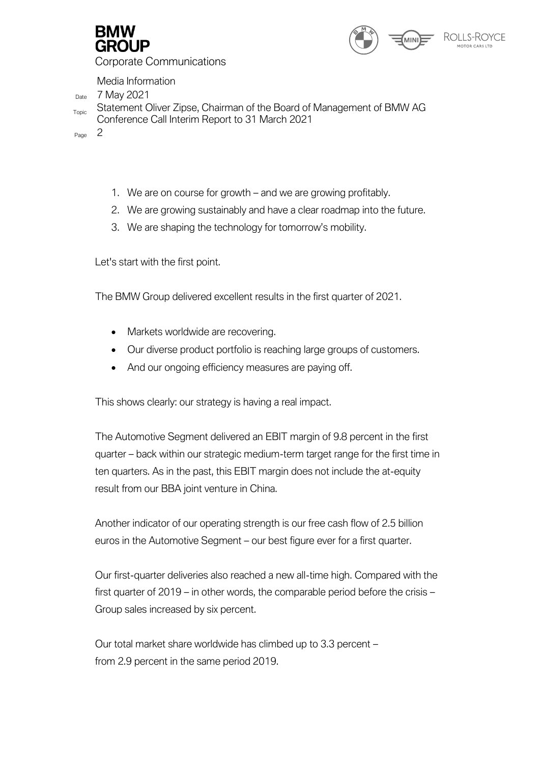1. We are on course for growth – and we are growing profitably.
2. We are growing sustainably and have a clear roadmap into the future.
3. We are shaping the technology for tomorrow's mobility.

Let's start with the first point.

The BMW Group delivered excellent results in the first quarter of 2021.

- Markets worldwide are recovering.
- Our diverse product portfolio is reaching large groups of customers.
- And our ongoing efficiency measures are paying off.

This shows clearly: our strategy is having a real impact.

The Automotive Segment delivered an EBIT margin of 9.8 percent in the first quarter – back within our strategic medium-term target range for the first time in ten quarters. As in the past, this EBIT margin does not include the at-equity result from our BBA joint venture in China.

Another indicator of our operating strength is our free cash flow of 2.5 billion euros in the Automotive Segment – our best figure ever for a first quarter.

Our first-quarter deliveries also reached a new all-time high. Compared with the first quarter of 2019 – in other words, the comparable period before the crisis – Group sales increased by six percent.

Our total market share worldwide has climbed up to 3.3 percent – from 2.9 percent in the same period 2019.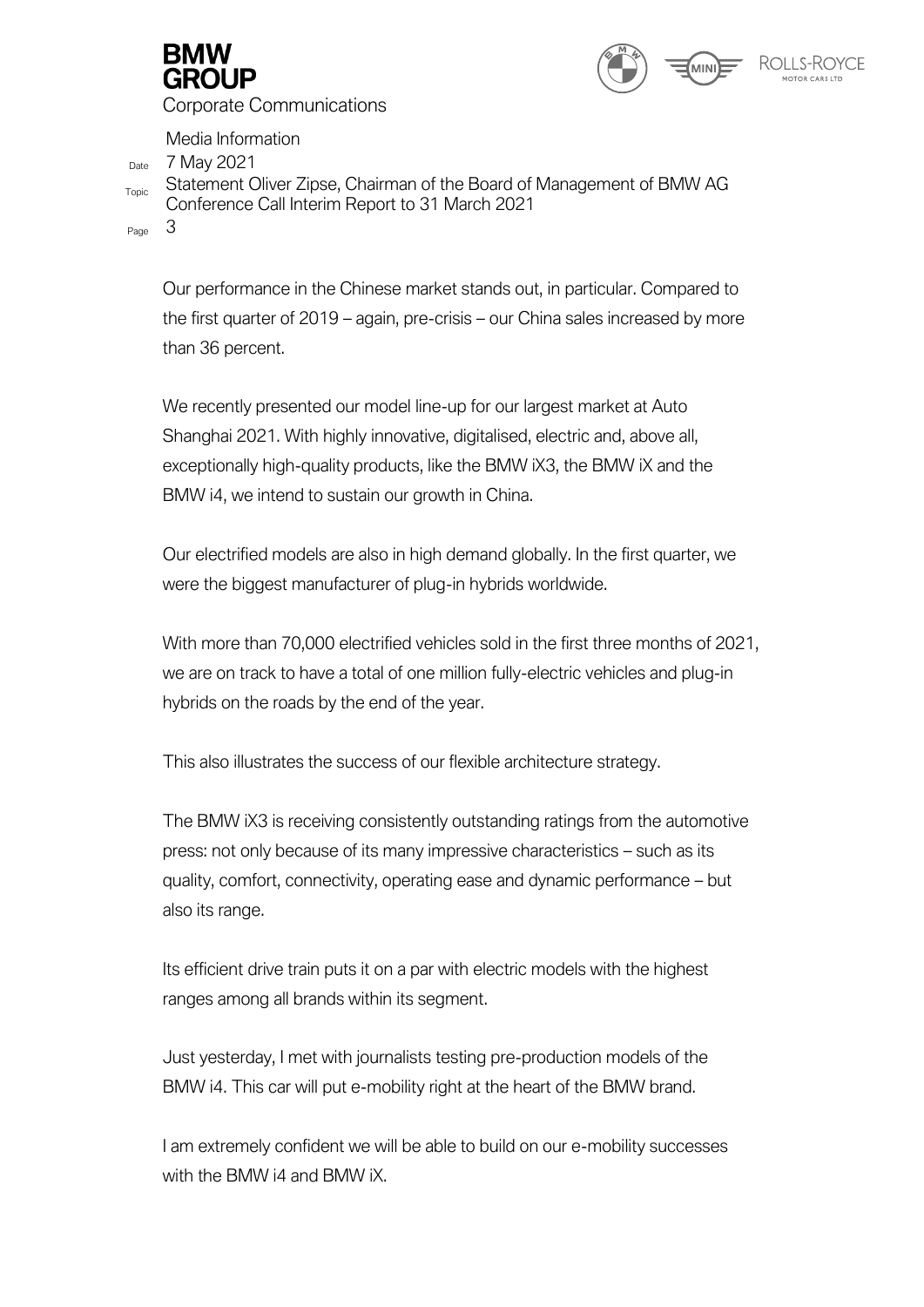Our performance in the Chinese market stands out, in particular. Compared to the first quarter of 2019 – again, pre-crisis – our China sales increased by more than 36 percent.

We recently presented our model line-up for our largest market at Auto Shanghai 2021. With highly innovative, digitalised, electric and, above all, exceptionally high-quality products, like the BMW iX3, the BMW iX and the BMW i4, we intend to sustain our growth in China.

Our electrified models are also in high demand globally. In the first quarter, we were the biggest manufacturer of plug-in hybrids worldwide.

With more than 70,000 electrified vehicles sold in the first three months of 2021, we are on track to have a total of one million fully-electric vehicles and plug-in hybrids on the roads by the end of the year.

This also illustrates the success of our flexible architecture strategy.

The BMW iX3 is receiving consistently outstanding ratings from the automotive press: not only because of its many impressive characteristics – such as its quality, comfort, connectivity, operating ease and dynamic performance – but also its range.

Its efficient drive train puts it on a par with electric models with the highest ranges among all brands within its segment.

Just yesterday, I met with journalists testing pre-production models of the BMW i4. This car will put e-mobility right at the heart of the BMW brand.

I am extremely confident we will be able to build on our e-mobility successes with the BMW i4 and BMW iX.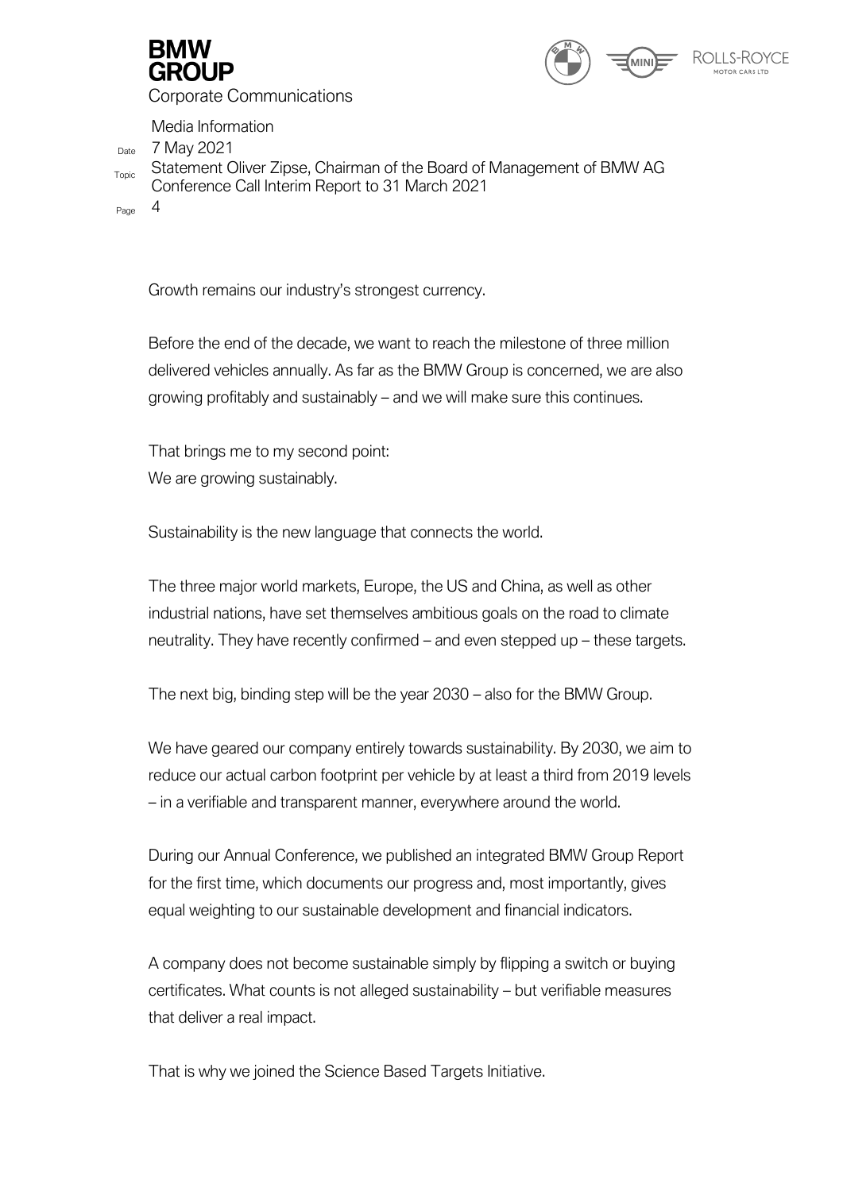Growth remains our industry's strongest currency.

Before the end of the decade, we want to reach the milestone of three million delivered vehicles annually. As far as the BMW Group is concerned, we are also growing profitably and sustainably – and we will make sure this continues.

That brings me to my second point:
We are growing sustainably.

Sustainability is the new language that connects the world.

The three major world markets, Europe, the US and China, as well as other industrial nations, have set themselves ambitious goals on the road to climate neutrality. They have recently confirmed – and even stepped up – these targets.

The next big, binding step will be the year 2030 – also for the BMW Group.

We have geared our company entirely towards sustainability. By 2030, we aim to reduce our actual carbon footprint per vehicle by at least a third from 2019 levels – in a verifiable and transparent manner, everywhere around the world.

During our Annual Conference, we published an integrated BMW Group Report for the first time, which documents our progress and, most importantly, gives equal weighting to our sustainable development and financial indicators.

A company does not become sustainable simply by flipping a switch or buying certificates. What counts is not alleged sustainability – but verifiable measures that deliver a real impact.

That is why we joined the Science Based Targets Initiative.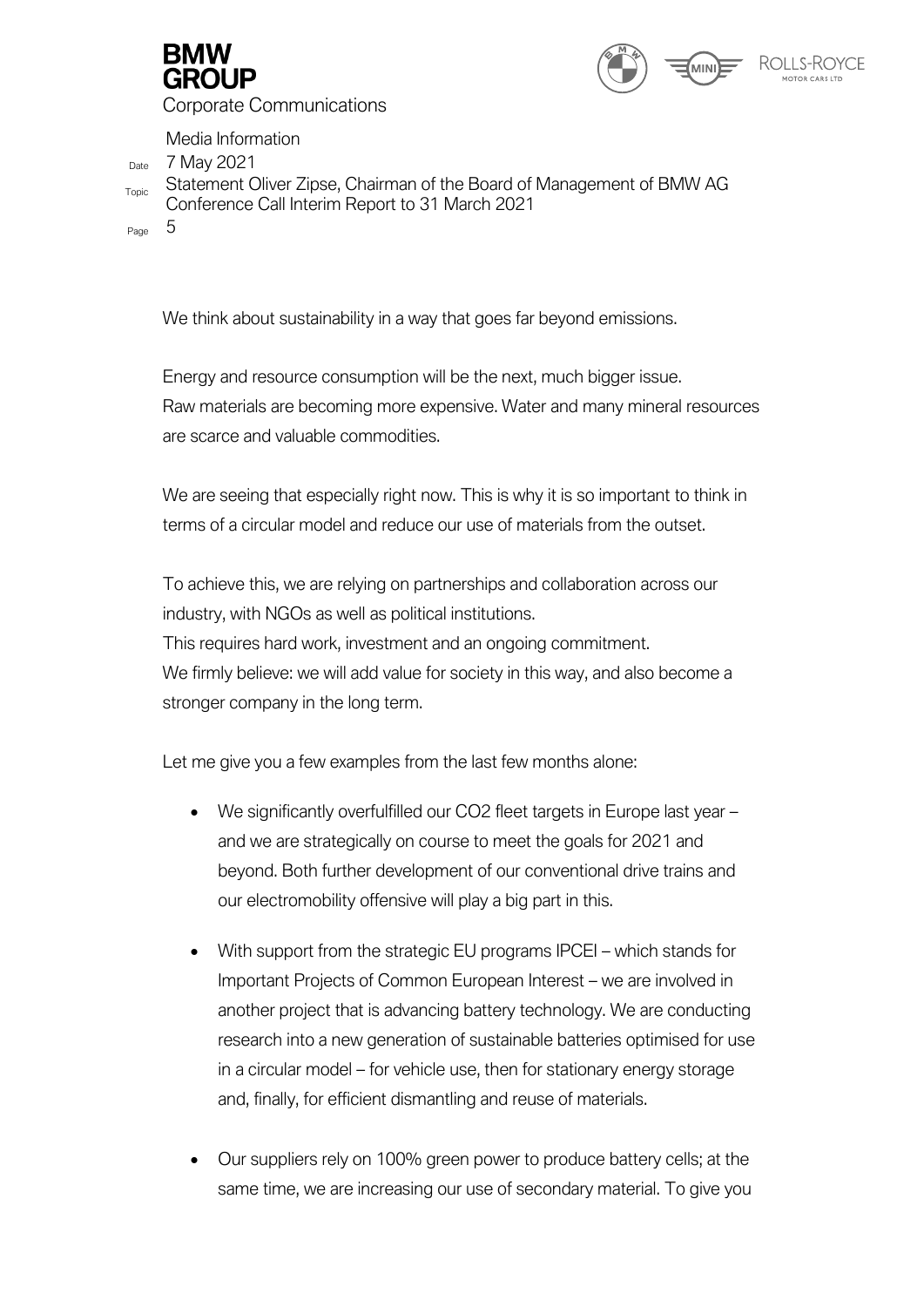We think about sustainability in a way that goes far beyond emissions.

Energy and resource consumption will be the next, much bigger issue.
Raw materials are becoming more expensive. Water and many mineral resources are scarce and valuable commodities.

We are seeing that especially right now. This is why it is so important to think in terms of a circular model and reduce our use of materials from the outset.

To achieve this, we are relying on partnerships and collaboration across our industry, with NGOs as well as political institutions.
This requires hard work, investment and an ongoing commitment.
We firmly believe: we will add value for society in this way, and also become a stronger company in the long term.

Let me give you a few examples from the last few months alone:

- We significantly overfulfilled our $CO_2$ fleet targets in Europe last year – and we are strategically on course to meet the goals for 2021 and beyond. Both further development of our conventional drive trains and our electromobility offensive will play a big part in this.

- With support from the strategic EU programs IPCEI – which stands for Important Projects of Common European Interest – we are involved in another project that is advancing battery technology. We are conducting research into a new generation of sustainable batteries optimised for use in a circular model – for vehicle use, then for stationary energy storage and, finally, for efficient dismantling and reuse of materials.

- Our suppliers rely on 100% green power to produce battery cells; at the same time, we are increasing our use of secondary material. To give you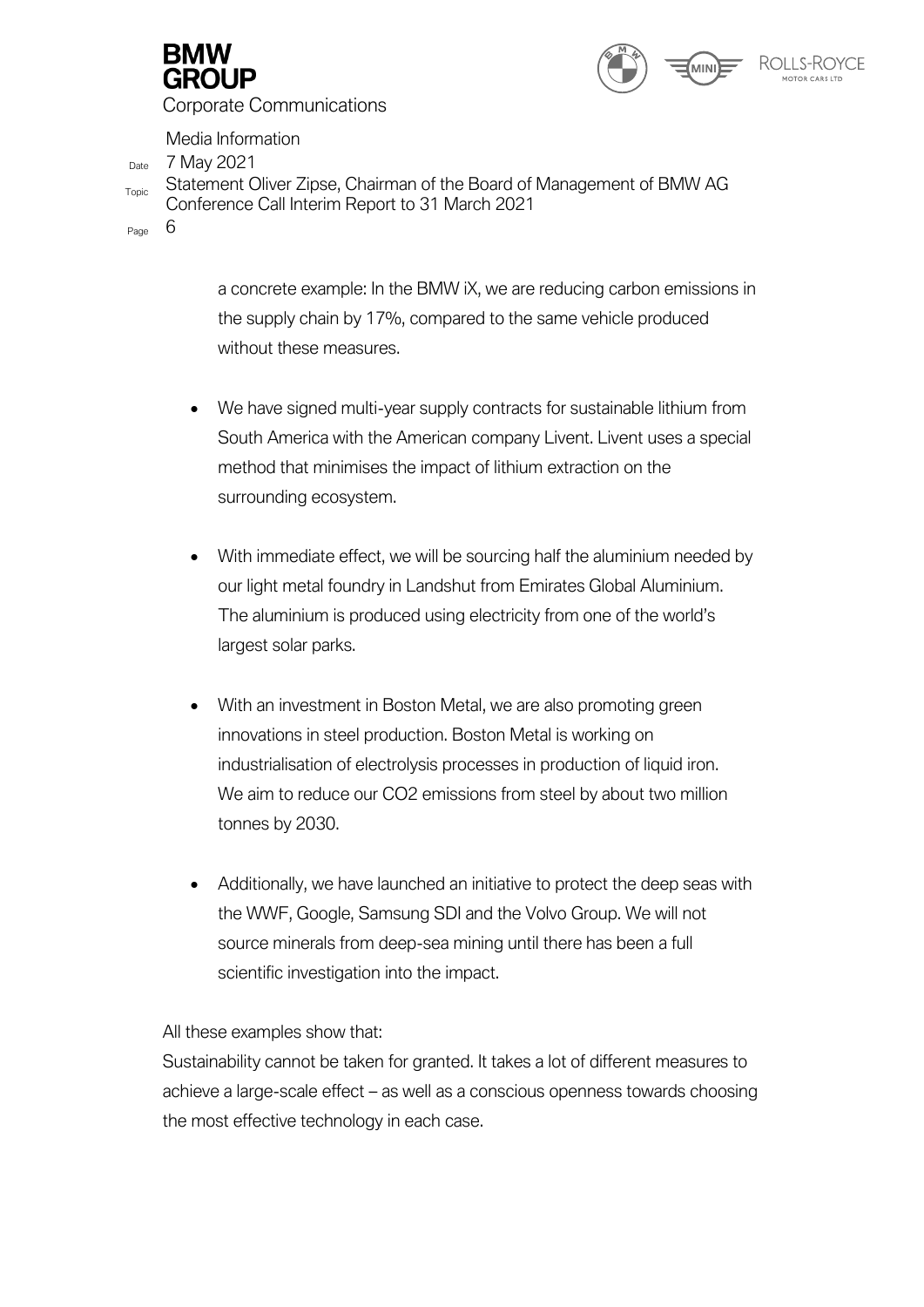a concrete example: In the BMW iX, we are reducing carbon emissions in the supply chain by 17%, compared to the same vehicle produced without these measures.

- We have signed multi-year supply contracts for sustainable lithium from South America with the American company Livent. Livent uses a special method that minimises the impact of lithium extraction on the surrounding ecosystem.

- With immediate effect, we will be sourcing half the aluminium needed by our light metal foundry in Landshut from Emirates Global Aluminium. The aluminium is produced using electricity from one of the world's largest solar parks.

- With an investment in Boston Metal, we are also promoting green innovations in steel production. Boston Metal is working on industrialisation of electrolysis processes in production of liquid iron. We aim to reduce our $CO_2$ emissions from steel by about two million tonnes by 2030.

- Additionally, we have launched an initiative to protect the deep seas with the WWF, Google, Samsung SDI and the Volvo Group. We will not source minerals from deep-sea mining until there has been a full scientific investigation into the impact.

All these examples show that:
Sustainability cannot be taken for granted. It takes a lot of different measures to achieve a large-scale effect – as well as a conscious openness towards choosing the most effective technology in each case.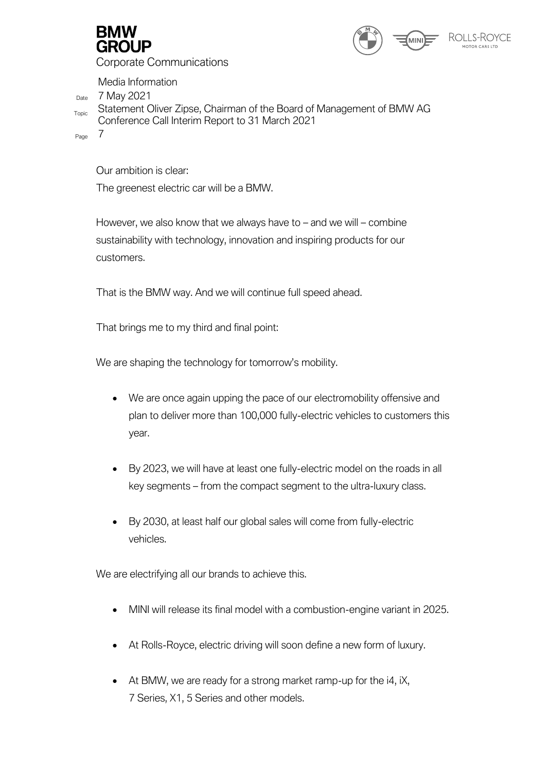Our ambition is clear:

The greenest electric car will be a BMW.

However, we also know that we always have to – and we will – combine sustainability with technology, innovation and inspiring products for our customers.

That is the BMW way. And we will continue full speed ahead.

That brings me to my third and final point:

We are shaping the technology for tomorrow's mobility.

- We are once again upping the pace of our electromobility offensive and plan to deliver more than 100,000 fully-electric vehicles to customers this year.
- By 2023, we will have at least one fully-electric model on the roads in all key segments – from the compact segment to the ultra-luxury class.
- By 2030, at least half our global sales will come from fully-electric vehicles.

We are electrifying all our brands to achieve this.

- MINI will release its final model with a combustion-engine variant in 2025.
- At Rolls-Royce, electric driving will soon define a new form of luxury.
- At BMW, we are ready for a strong market ramp-up for the i4, iX, 7 Series, X1, 5 Series and other models.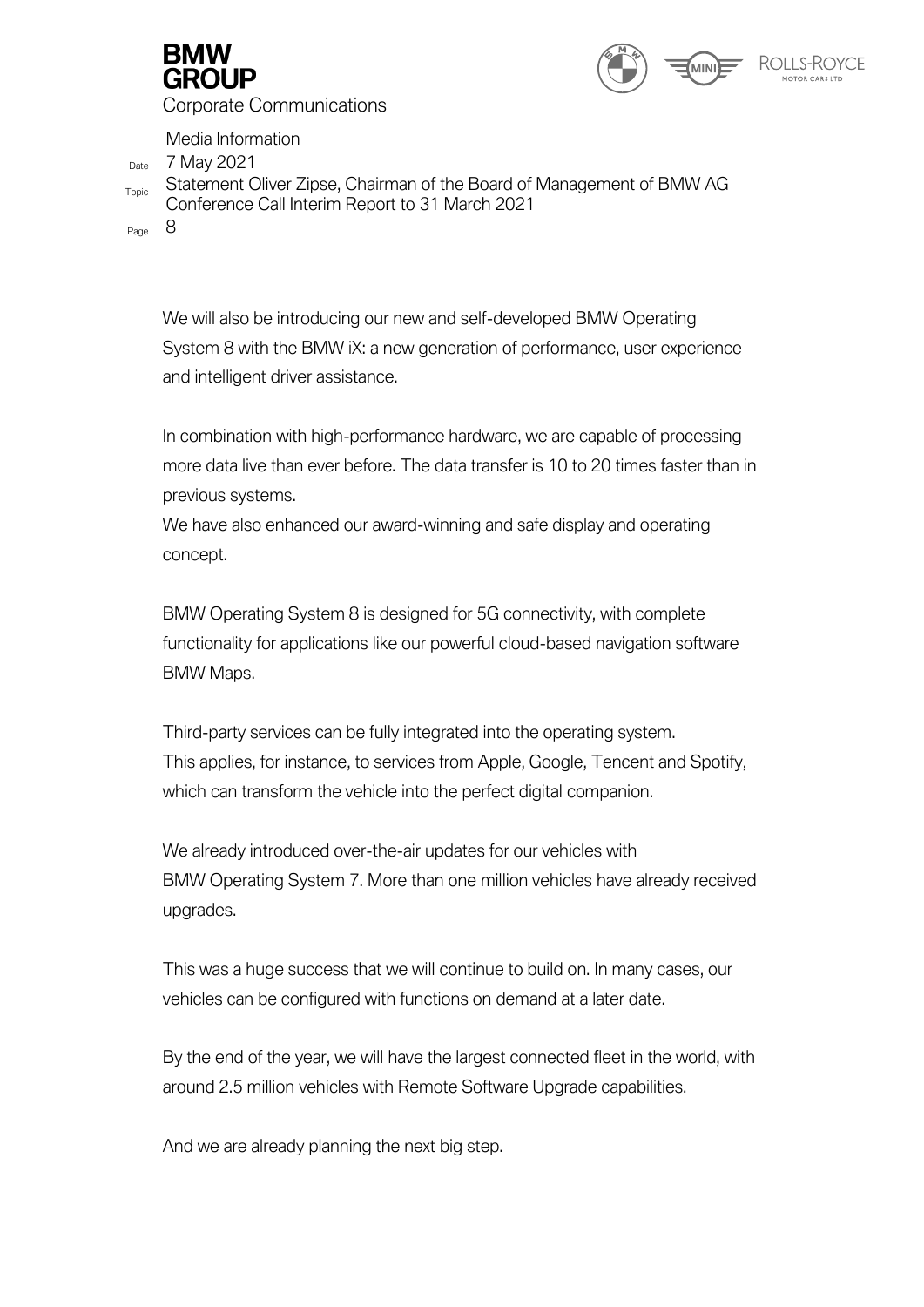We will also be introducing our new and self-developed BMW Operating System 8 with the BMW iX: a new generation of performance, user experience and intelligent driver assistance.

In combination with high-performance hardware, we are capable of processing more data live than ever before. The data transfer is 10 to 20 times faster than in previous systems.
We have also enhanced our award-winning and safe display and operating concept.

BMW Operating System 8 is designed for 5G connectivity, with complete functionality for applications like our powerful cloud-based navigation software BMW Maps.

Third-party services can be fully integrated into the operating system.
This applies, for instance, to services from Apple, Google, Tencent and Spotify, which can transform the vehicle into the perfect digital companion.

We already introduced over-the-air updates for our vehicles with BMW Operating System 7. More than one million vehicles have already received upgrades.

This was a huge success that we will continue to build on. In many cases, our vehicles can be configured with functions on demand at a later date.

By the end of the year, we will have the largest connected fleet in the world, with around 2.5 million vehicles with Remote Software Upgrade capabilities.

And we are already planning the next big step.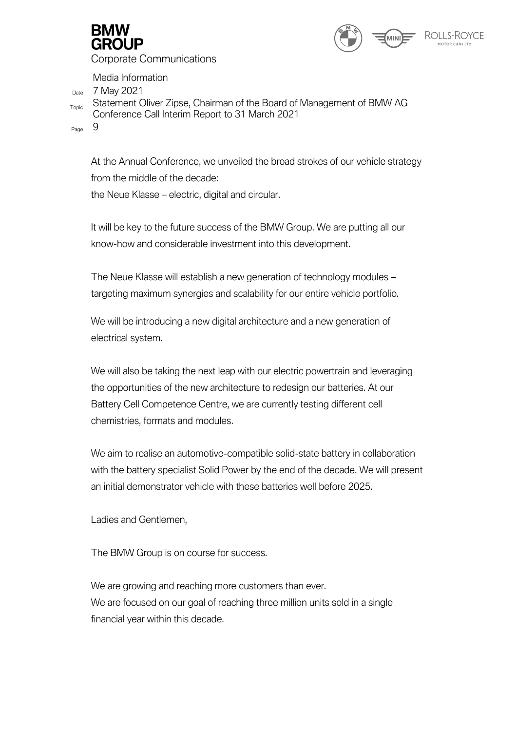At the Annual Conference, we unveiled the broad strokes of our vehicle strategy from the middle of the decade:
the Neue Klasse – electric, digital and circular.

It will be key to the future success of the BMW Group. We are putting all our know-how and considerable investment into this development.

The Neue Klasse will establish a new generation of technology modules – targeting maximum synergies and scalability for our entire vehicle portfolio.

We will be introducing a new digital architecture and a new generation of electrical system.

We will also be taking the next leap with our electric powertrain and leveraging the opportunities of the new architecture to redesign our batteries. At our Battery Cell Competence Centre, we are currently testing different cell chemistries, formats and modules.

We aim to realise an automotive-compatible solid-state battery in collaboration with the battery specialist Solid Power by the end of the decade. We will present an initial demonstrator vehicle with these batteries well before 2025.

Ladies and Gentlemen,

The BMW Group is on course for success.

We are growing and reaching more customers than ever.
We are focused on our goal of reaching three million units sold in a single financial year within this decade.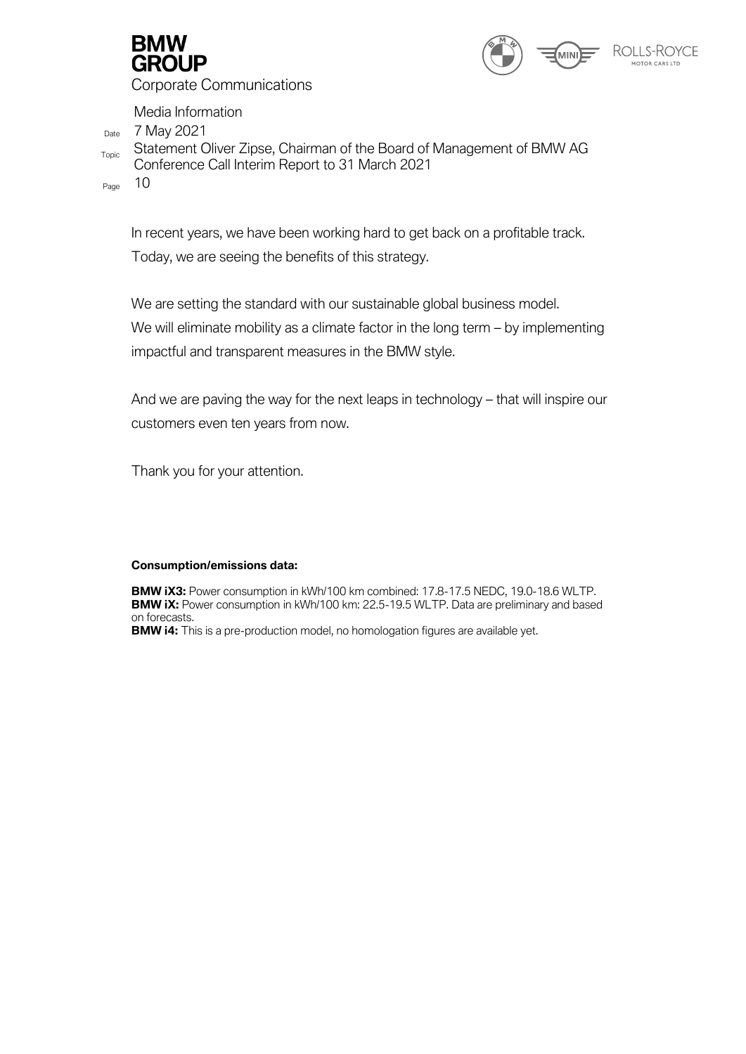In recent years, we have been working hard to get back on a profitable track. Today, we are seeing the benefits of this strategy.

We are setting the standard with our sustainable global business model. We will eliminate mobility as a climate factor in the long term – by implementing impactful and transparent measures in the BMW style.

And we are paving the way for the next leaps in technology – that will inspire our customers even ten years from now.

Thank you for your attention.

**Consumption/emissions data:**

**BMW iX3:** Power consumption in kWh/100 km combined: 17.8-17.5 NEDC, 19.0-18.6 WLTP.
**BMW iX:** Power consumption in kWh/100 km: 22.5-19.5 WLTP. Data are preliminary and based on forecasts.
**BMW i4:** This is a pre-production model, no homologation figures are available yet.